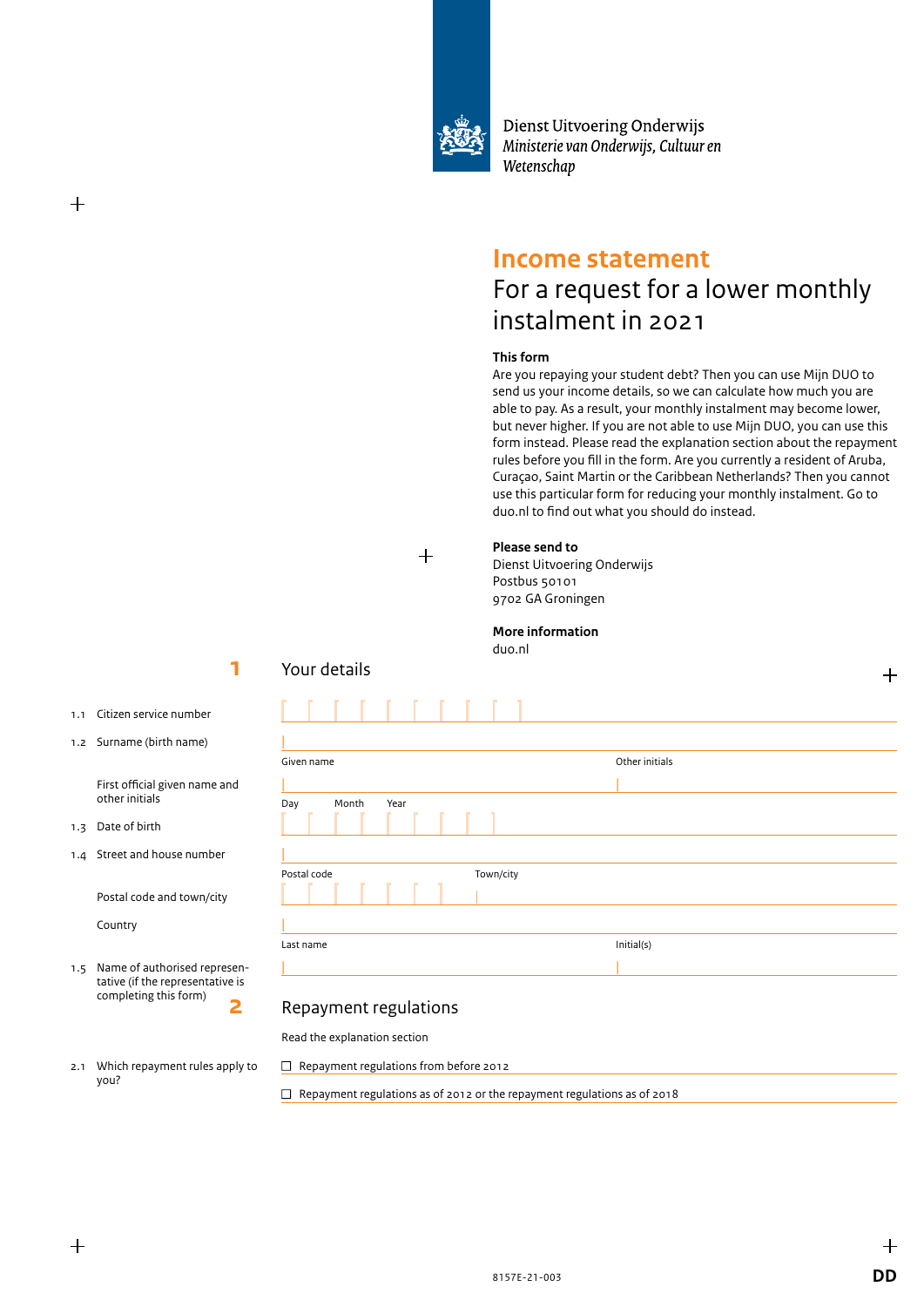Dienst Uitvoering Onderwijs
*Ministerie van Onderwijs, Cultuur en Wetenschap*

# Income statement

## For a request for a lower monthly instalment in 2021

**This form**
Are you repaying your student debt? Then you can use Mijn DUO to send us your income details, so we can calculate how much you are able to pay. As a result, your monthly instalment may become lower, but never higher. If you are not able to use Mijn DUO, you can use this form instead. Please read the explanation section about the repayment rules before you fill in the form. Are you currently a resident of Aruba, Curaçao, Saint Martin or the Caribbean Netherlands? Then you cannot use this particular form for reducing your monthly instalment. Go to duo.nl to find out what you should do instead.

**Please send to**
Dienst Uitvoering Onderwijs
Postbus 50101
9702 GA Groningen

**More information**
duo.nl

## 1 Your details

1.1 Citizen service number

1.2 Surname (birth name)

First official given name and other initials — Given name / Other initials

1.3 Date of birth — Day / Month / Year

1.4 Street and house number

Postal code and town/city — Postal code / Town/city

Country

1.5 Name of authorised representative (if the representative is completing this form) — Last name / Initial(s)

## 2 Repayment regulations

Read the explanation section

2.1 Which repayment rules apply to you?

- ☐ Repayment regulations from before 2012
- ☐ Repayment regulations as of 2012 or the repayment regulations as of 2018

8157E-21-003 DD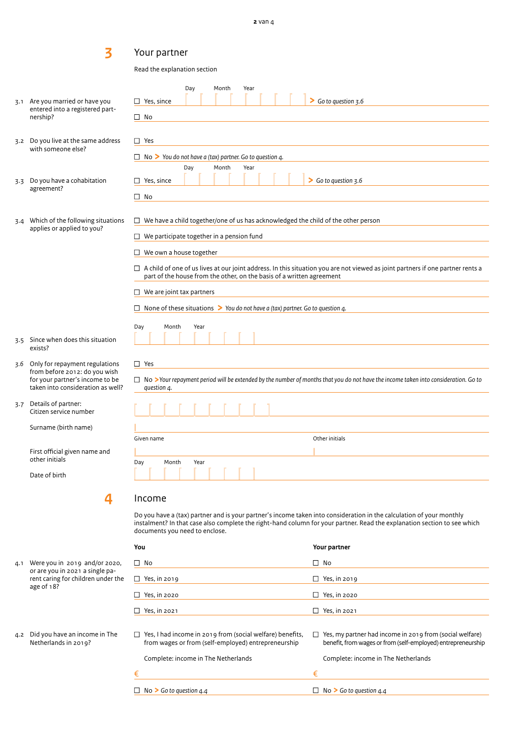## 3 Your partner

Read the explanation section

**3.1** Are you married or have you entered into a registered partnership?

- ☐ Yes, since (Day / Month / Year) > *Go to question 3.6*
- ☐ No

**3.2** Do you live at the same address with someone else?

- ☐ Yes
- ☐ No > *You do not have a (tax) partner. Go to question 4.*

**3.3** Do you have a cohabitation agreement?

- ☐ Yes, since (Day / Month / Year) > *Go to question 3.6*
- ☐ No

**3.4** Which of the following situations applies or applied to you?

- ☐ We have a child together/one of us has acknowledged the child of the other person
- ☐ We participate together in a pension fund
- ☐ We own a house together
- ☐ A child of one of us lives at our joint address. In this situation you are not viewed as joint partners if one partner rents a part of the house from the other, on the basis of a written agreement
- ☐ We are joint tax partners
- ☐ None of these situations > *You do not have a (tax) partner. Go to question 4.*

**3.5** Since when does this situation exists?

Day / Month / Year

**3.6** Only for repayment regulations from before 2012: do you wish for your partner's income to be taken into consideration as well?

- ☐ Yes
- ☐ No > *Your repayment period will be extended by the number of months that you do not have the income taken into consideration. Go to question 4.*

**3.7** Details of partner:
Citizen service number

Surname (birth name)

First official given name and other initials

Given name | Other initials

Date of birth

Day / Month / Year

## 4 Income

Do you have a (tax) partner and is your partner's income taken into consideration in the calculation of your monthly instalment? In that case also complete the right-hand column for your partner. Read the explanation section to see which documents you need to enclose.

| | You | Your partner |
|---|---|---|
| **4.1** Were you in 2019 and/or 2020, or are you in 2021 a single parent caring for children under the age of 18? | ☐ No | ☐ No |
| | ☐ Yes, in 2019 | ☐ Yes, in 2019 |
| | ☐ Yes, in 2020 | ☐ Yes, in 2020 |
| | ☐ Yes, in 2021 | ☐ Yes, in 2021 |
| **4.2** Did you have an income in The Netherlands in 2019? | ☐ Yes, I had income in 2019 from (social welfare) benefits, from wages or from (self-employed) entrepreneurship | ☐ Yes, my partner had income in 2019 from (social welfare) benefit, from wages or from (self-employed) entrepreneurship |
| | Complete: income in The Netherlands | Complete: income in The Netherlands |
| | € | € |
| | ☐ No > *Go to question 4.4* | ☐ No > *Go to question 4.4* |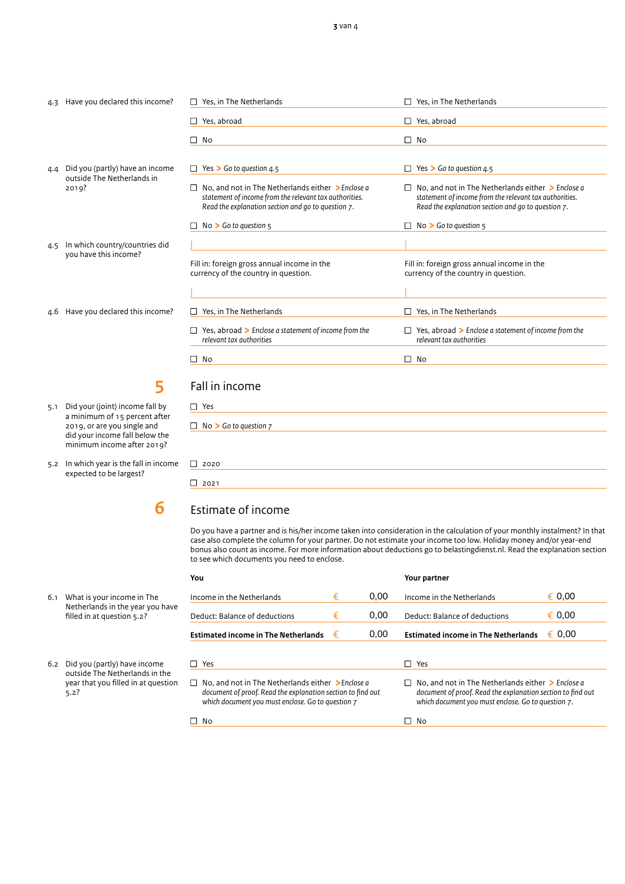**4.3** Have you declared this income?

| You | Your partner |
|---|---|
| ☐ Yes, in The Netherlands | ☐ Yes, in The Netherlands |
| ☐ Yes, abroad | ☐ Yes, abroad |
| ☐ No | ☐ No |

**4.4** Did you (partly) have an income outside The Netherlands in 2019?

| You | Your partner |
|---|---|
| ☐ Yes > *Go to question 4.5* | ☐ Yes > *Go to question 4.5* |
| ☐ No, and not in The Netherlands either > *Enclose a statement of income from the relevant tax authorities. Read the explanation section and go to question 7.* | ☐ No, and not in The Netherlands either > *Enclose a statement of income from the relevant tax authorities. Read the explanation section and go to question 7.* |
| ☐ No > *Go to question 5* | ☐ No > *Go to question 5* |

**4.5** In which country/countries did you have this income?

| You | Your partner |
|---|---|
| | |
| Fill in: foreign gross annual income in the currency of the country in question. | Fill in: foreign gross annual income in the currency of the country in question. |
| | |

**4.6** Have you declared this income?

| You | Your partner |
|---|---|
| ☐ Yes, in The Netherlands | ☐ Yes, in The Netherlands |
| ☐ Yes, abroad > *Enclose a statement of income from the relevant tax authorities* | ☐ Yes, abroad > *Enclose a statement of income from the relevant tax authorities* |
| ☐ No | ☐ No |

## 5 Fall in income

**5.1** Did your (joint) income fall by a minimum of 15 percent after 2019, or are you single and did your income fall below the minimum income after 2019?

☐ Yes

☐ No > *Go to question 7*

**5.2** In which year is the fall in income expected to be largest?

☐ 2020

☐ 2021

## 6 Estimate of income

Do you have a partner and is his/her income taken into consideration in the calculation of your monthly instalment? In that case also complete the column for your partner. Do not estimate your income too low. Holiday money and/or year-end bonus also count as income. For more information about deductions go to belastingdienst.nl. Read the explanation section to see which documents you need to enclose.

**6.1** What is your income in The Netherlands in the year you have filled in at question 5.2?

| You | | Your partner | |
|---|---|---|---|
| Income in the Netherlands | € 0,00 | Income in the Netherlands | € 0,00 |
| Deduct: Balance of deductions | € 0,00 | Deduct: Balance of deductions | € 0,00 |
| **Estimated income in The Netherlands** | € 0,00 | **Estimated income in The Netherlands** | € 0,00 |

**6.2** Did you (partly) have income outside The Netherlands in the year that you filled in at question 5.2?

| You | Your partner |
|---|---|
| ☐ Yes | ☐ Yes |
| ☐ No, and not in The Netherlands either > *Enclose a document of proof. Read the explanation section to find out which document you must enclose. Go to question 7* | ☐ No, and not in The Netherlands either > *Enclose a document of proof. Read the explanation section to find out which document you must enclose. Go to question 7.* |
| ☐ No | ☐ No |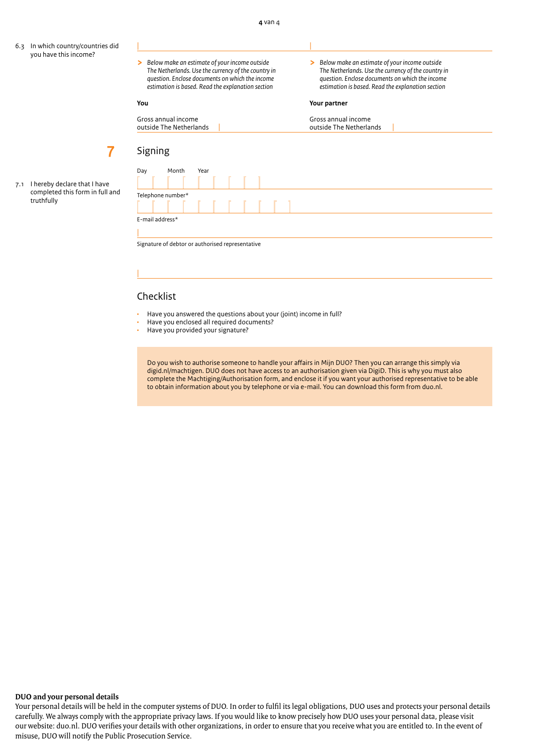6.3 In which country/countries did you have this income?

> *Below make an estimate of your income outside The Netherlands. Use the currency of the country in question. Enclose documents on which the income estimation is based. Read the explanation section*

> *Below make an estimate of your income outside The Netherlands. Use the currency of the country in question. Enclose documents on which the income estimation is based. Read the explanation section*

| **You** | **Your partner** |
| --- | --- |
| Gross annual income outside The Netherlands | Gross annual income outside The Netherlands |

## 7 Signing

7.1 I hereby declare that I have completed this form in full and truthfully

Day Month Year

Telephone number*

E-mail address*

Signature of debtor or authorised representative

## Checklist

- Have you answered the questions about your (joint) income in full?
- Have you enclosed all required documents?
- Have you provided your signature?

Do you wish to authorise someone to handle your affairs in Mijn DUO? Then you can arrange this simply via digid.nl/machtigen. DUO does not have access to an authorisation given via DigiD. This is why you must also complete the Machtiging/Authorisation form, and enclose it if you want your authorised representative to be able to obtain information about you by telephone or via e-mail. You can download this form from duo.nl.

**DUO and your personal details**

Your personal details will be held in the computer systems of DUO. In order to fulfil its legal obligations, DUO uses and protects your personal details carefully. We always comply with the appropriate privacy laws. If you would like to know precisely how DUO uses your personal data, please visit our website: duo.nl. DUO verifies your details with other organizations, in order to ensure that you receive what you are entitled to. In the event of misuse, DUO will notify the Public Prosecution Service.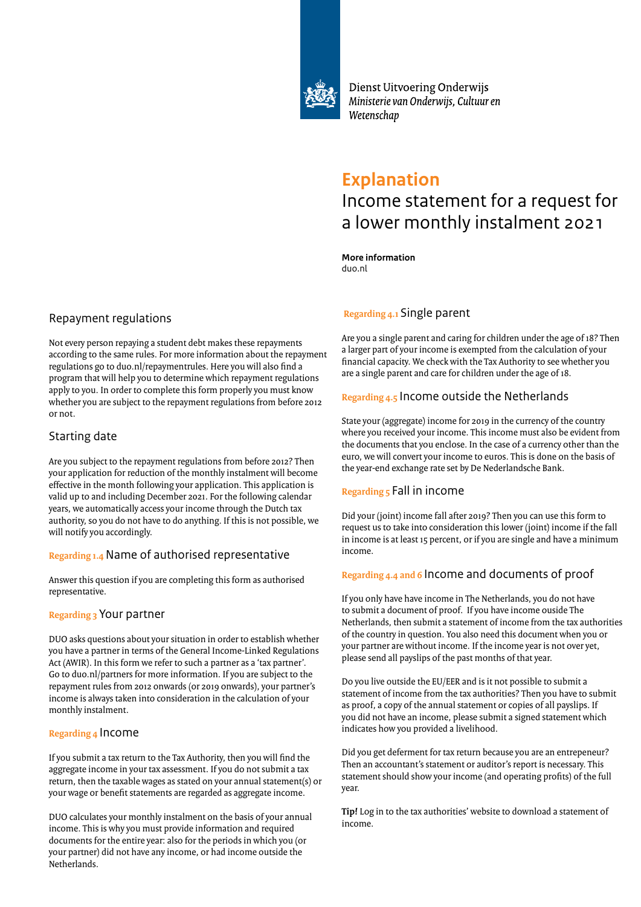Dienst Uitvoering Onderwijs
*Ministerie van Onderwijs, Cultuur en Wetenschap*

# Explanation

## Income statement for a request for a lower monthly instalment 2021

**More information**
duo.nl

### Repayment regulations

Not every person repaying a student debt makes these repayments according to the same rules. For more information about the repayment regulations go to duo.nl/repaymentrules. Here you will also find a program that will help you to determine which repayment regulations apply to you. In order to complete this form properly you must know whether you are subject to the repayment regulations from before 2012 or not.

### Starting date

Are you subject to the repayment regulations from before 2012? Then your application for reduction of the monthly instalment will become effective in the month following your application. This application is valid up to and including December 2021. For the following calendar years, we automatically access your income through the Dutch tax authority, so you do not have to do anything. If this is not possible, we will notify you accordingly.

### Regarding 1.4 Name of authorised representative

Answer this question if you are completing this form as authorised representative.

### Regarding 3 Your partner

DUO asks questions about your situation in order to establish whether you have a partner in terms of the General Income-Linked Regulations Act (AWIR). In this form we refer to such a partner as a 'tax partner'. Go to duo.nl/partners for more information. If you are subject to the repayment rules from 2012 onwards (or 2019 onwards), your partner's income is always taken into consideration in the calculation of your monthly instalment.

### Regarding 4 Income

If you submit a tax return to the Tax Authority, then you will find the aggregate income in your tax assessment. If you do not submit a tax return, then the taxable wages as stated on your annual statement(s) or your wage or benefit statements are regarded as aggregate income.

DUO calculates your monthly instalment on the basis of your annual income. This is why you must provide information and required documents for the entire year: also for the periods in which you (or your partner) did not have any income, or had income outside the Netherlands.

### Regarding 4.1 Single parent

Are you a single parent and caring for children under the age of 18? Then a larger part of your income is exempted from the calculation of your financial capacity. We check with the Tax Authority to see whether you are a single parent and care for children under the age of 18.

### Regarding 4.5 Income outside the Netherlands

State your (aggregate) income for 2019 in the currency of the country where you received your income. This income must also be evident from the documents that you enclose. In the case of a currency other than the euro, we will convert your income to euros. This is done on the basis of the year-end exchange rate set by De Nederlandsche Bank.

### Regarding 5 Fall in income

Did your (joint) income fall after 2019? Then you can use this form to request us to take into consideration this lower (joint) income if the fall in income is at least 15 percent, or if you are single and have a minimum income.

### Regarding 4.4 and 6 Income and documents of proof

If you only have have income in The Netherlands, you do not have to submit a document of proof. If you have income ouside The Netherlands, then submit a statement of income from the tax authorities of the country in question. You also need this document when you or your partner are without income. If the income year is not over yet, please send all payslips of the past months of that year.

Do you live outside the EU/EER and is it not possible to submit a statement of income from the tax authorities? Then you have to submit as proof, a copy of the annual statement or copies of all payslips. If you did not have an income, please submit a signed statement which indicates how you provided a livelihood.

Did you get deferment for tax return because you are an entrepeneur? Then an accountant's statement or auditor's report is necessary. This statement should show your income (and operating profits) of the full year.

**Tip!** Log in to the tax authorities' website to download a statement of income.